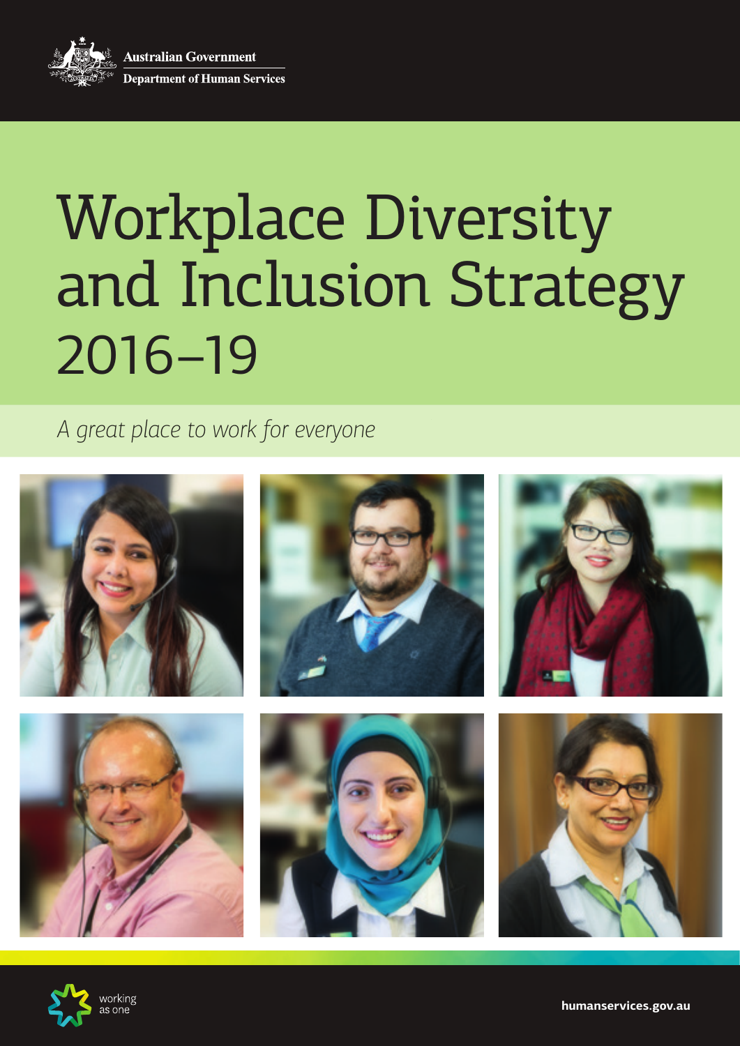Australian Government
Department of Human Services

# Workplace Diversity and Inclusion Strategy 2016–19

*A great place to work for everyone*

working as one

humanservices.gov.au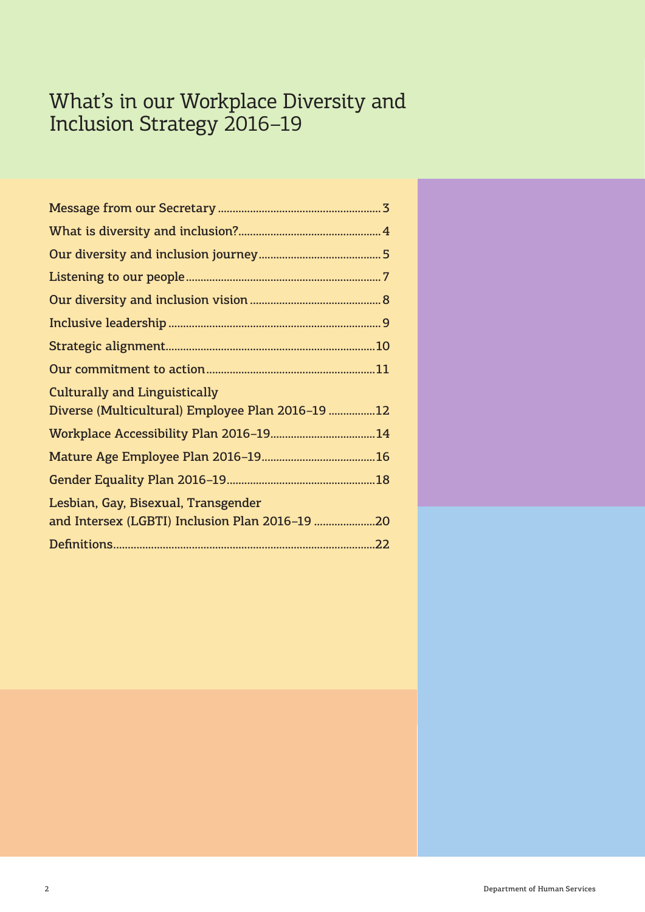# What's in our Workplace Diversity and Inclusion Strategy 2016–19

| | |
|---|---|
| Message from our Secretary | 3 |
| What is diversity and inclusion? | 4 |
| Our diversity and inclusion journey | 5 |
| Listening to our people | 7 |
| Our diversity and inclusion vision | 8 |
| Inclusive leadership | 9 |
| Strategic alignment | 10 |
| Our commitment to action | 11 |
| Culturally and Linguistically Diverse (Multicultural) Employee Plan 2016–19 | 12 |
| Workplace Accessibility Plan 2016–19 | 14 |
| Mature Age Employee Plan 2016–19 | 16 |
| Gender Equality Plan 2016–19 | 18 |
| Lesbian, Gay, Bisexual, Transgender and Intersex (LGBTI) Inclusion Plan 2016–19 | 20 |
| Definitions | 22 |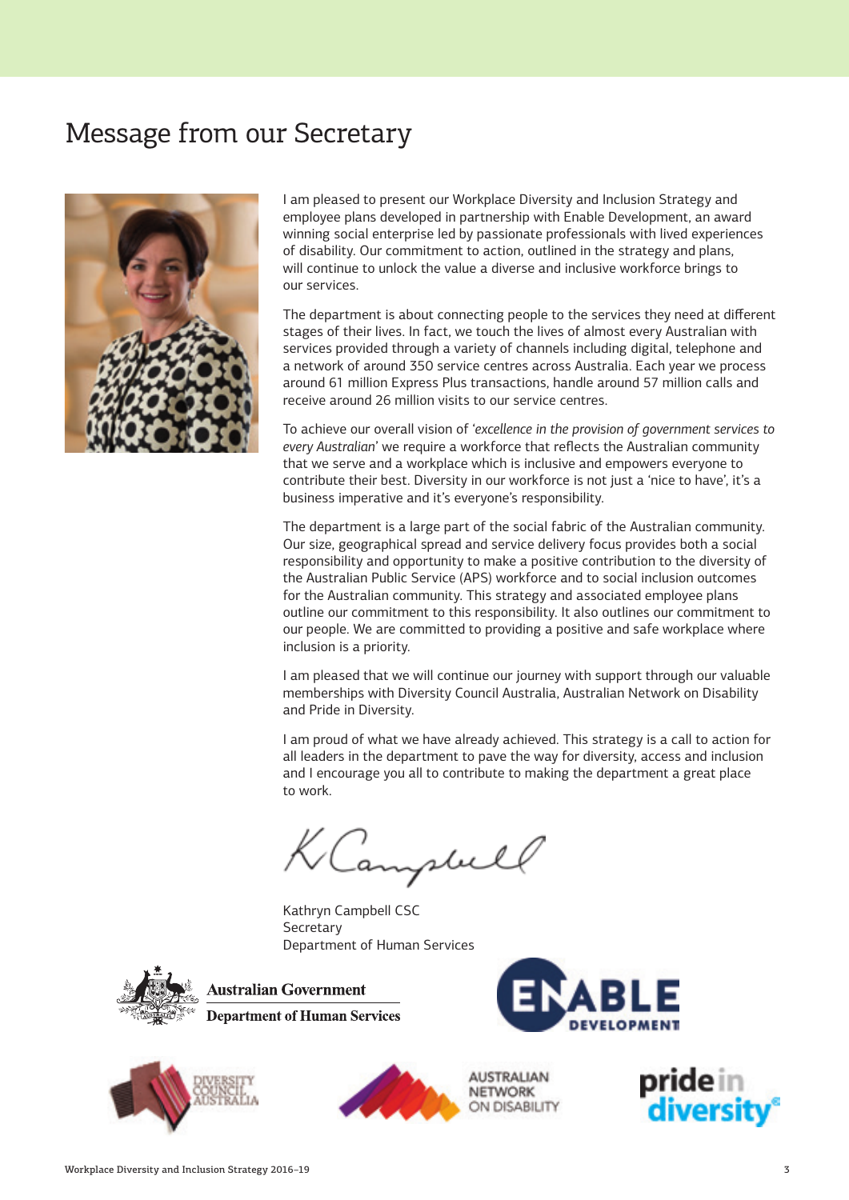# Message from our Secretary

I am pleased to present our Workplace Diversity and Inclusion Strategy and employee plans developed in partnership with Enable Development, an award winning social enterprise led by passionate professionals with lived experiences of disability. Our commitment to action, outlined in the strategy and plans, will continue to unlock the value a diverse and inclusive workforce brings to our services.

The department is about connecting people to the services they need at different stages of their lives. In fact, we touch the lives of almost every Australian with services provided through a variety of channels including digital, telephone and a network of around 350 service centres across Australia. Each year we process around 61 million Express Plus transactions, handle around 57 million calls and receive around 26 million visits to our service centres.

To achieve our overall vision of '*excellence in the provision of government services to every Australian*' we require a workforce that reflects the Australian community that we serve and a workplace which is inclusive and empowers everyone to contribute their best. Diversity in our workforce is not just a 'nice to have', it's a business imperative and it's everyone's responsibility.

The department is a large part of the social fabric of the Australian community. Our size, geographical spread and service delivery focus provides both a social responsibility and opportunity to make a positive contribution to the diversity of the Australian Public Service (APS) workforce and to social inclusion outcomes for the Australian community. This strategy and associated employee plans outline our commitment to this responsibility. It also outlines our commitment to our people. We are committed to providing a positive and safe workplace where inclusion is a priority.

I am pleased that we will continue our journey with support through our valuable memberships with Diversity Council Australia, Australian Network on Disability and Pride in Diversity.

I am proud of what we have already achieved. This strategy is a call to action for all leaders in the department to pave the way for diversity, access and inclusion and I encourage you all to contribute to making the department a great place to work.

Kathryn Campbell CSC
Secretary
Department of Human Services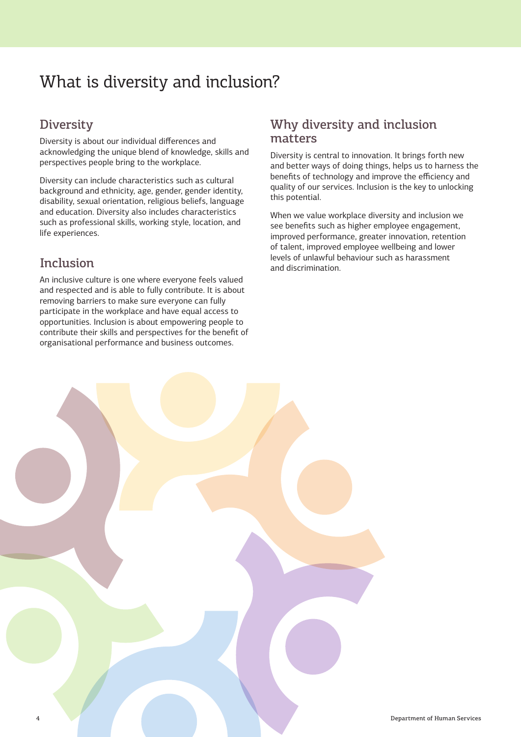# What is diversity and inclusion?

## Diversity

Diversity is about our individual differences and acknowledging the unique blend of knowledge, skills and perspectives people bring to the workplace.

Diversity can include characteristics such as cultural background and ethnicity, age, gender, gender identity, disability, sexual orientation, religious beliefs, language and education. Diversity also includes characteristics such as professional skills, working style, location, and life experiences.

## Inclusion

An inclusive culture is one where everyone feels valued and respected and is able to fully contribute. It is about removing barriers to make sure everyone can fully participate in the workplace and have equal access to opportunities. Inclusion is about empowering people to contribute their skills and perspectives for the benefit of organisational performance and business outcomes.

## Why diversity and inclusion matters

Diversity is central to innovation. It brings forth new and better ways of doing things, helps us to harness the benefits of technology and improve the efficiency and quality of our services. Inclusion is the key to unlocking this potential.

When we value workplace diversity and inclusion we see benefits such as higher employee engagement, improved performance, greater innovation, retention of talent, improved employee wellbeing and lower levels of unlawful behaviour such as harassment and discrimination.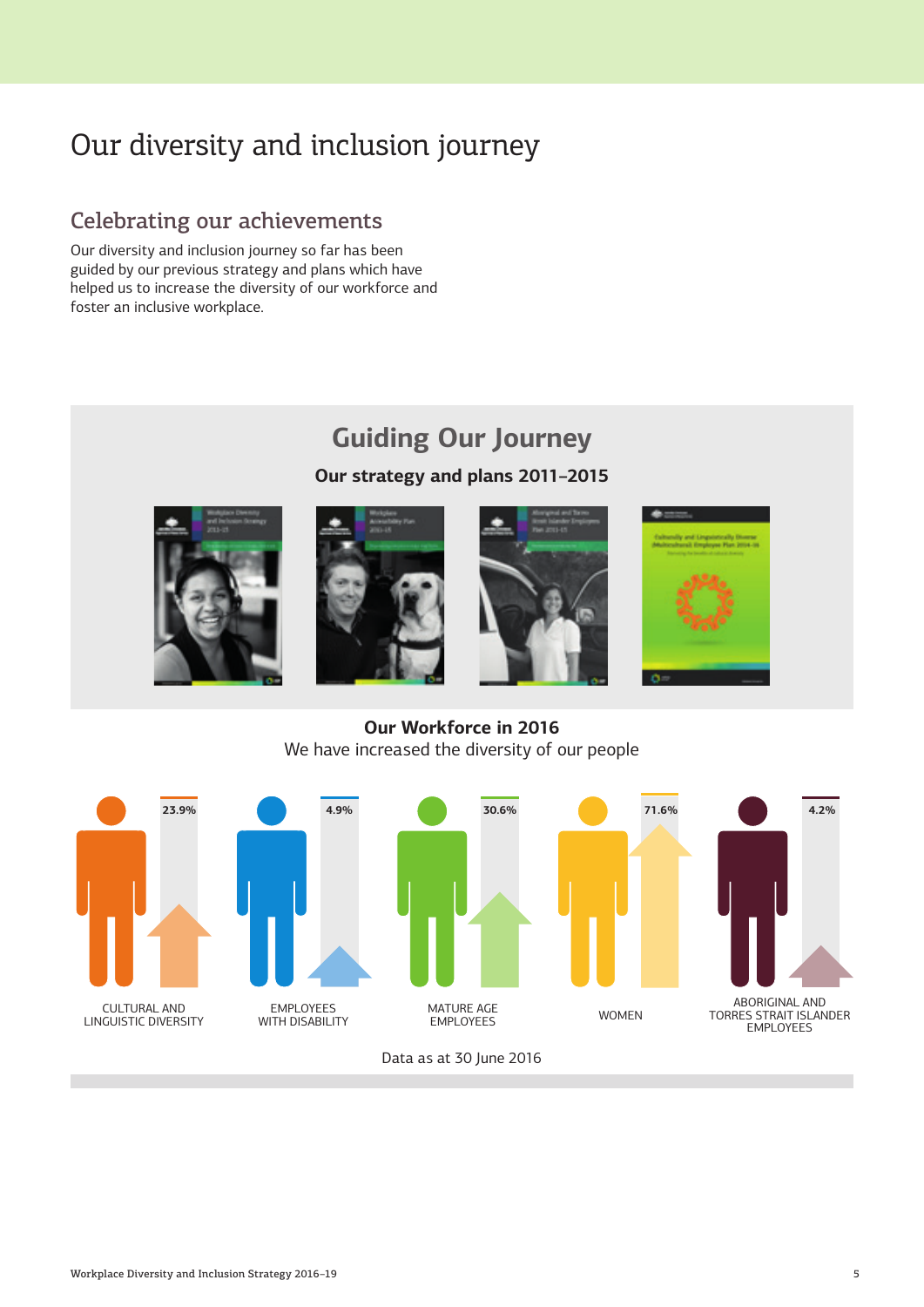# Our diversity and inclusion journey

## Celebrating our achievements

Our diversity and inclusion journey so far has been guided by our previous strategy and plans which have helped us to increase the diversity of our workforce and foster an inclusive workplace.

### Guiding Our Journey

**Our strategy and plans 2011–2015**

**Our Workforce in 2016**

We have increased the diversity of our people

| Group | Percentage |
| --- | --- |
| Cultural and linguistic diversity | 23.9% |
| Employees with disability | 4.9% |
| Mature age employees | 30.6% |
| Women | 71.6% |
| Aboriginal and Torres Strait Islander employees | 4.2% |

Data as at 30 June 2016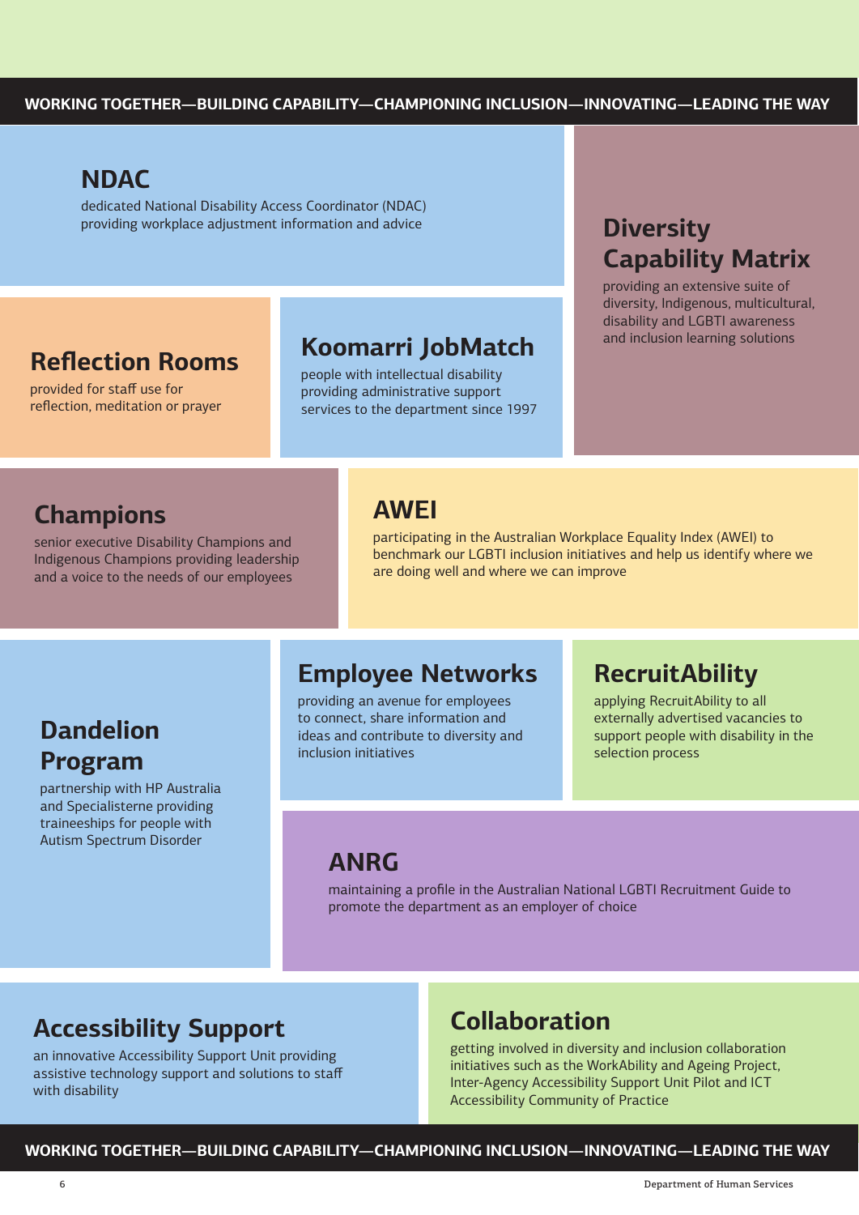**WORKING TOGETHER—BUILDING CAPABILITY—CHAMPIONING INCLUSION—INNOVATING—LEADING THE WAY**

## NDAC

dedicated National Disability Access Coordinator (NDAC) providing workplace adjustment information and advice

## Diversity Capability Matrix

providing an extensive suite of diversity, Indigenous, multicultural, disability and LGBTI awareness and inclusion learning solutions

## Reflection Rooms

provided for staff use for reflection, meditation or prayer

## Koomarri JobMatch

people with intellectual disability providing administrative support services to the department since 1997

## Champions

senior executive Disability Champions and Indigenous Champions providing leadership and a voice to the needs of our employees

## AWEI

participating in the Australian Workplace Equality Index (AWEI) to benchmark our LGBTI inclusion initiatives and help us identify where we are doing well and where we can improve

## Dandelion Program

partnership with HP Australia and Specialisterne providing traineeships for people with Autism Spectrum Disorder

## Employee Networks

providing an avenue for employees to connect, share information and ideas and contribute to diversity and inclusion initiatives

## RecruitAbility

applying RecruitAbility to all externally advertised vacancies to support people with disability in the selection process

## ANRG

maintaining a profile in the Australian National LGBTI Recruitment Guide to promote the department as an employer of choice

## Accessibility Support

an innovative Accessibility Support Unit providing assistive technology support and solutions to staff with disability

## Collaboration

getting involved in diversity and inclusion collaboration initiatives such as the WorkAbility and Ageing Project, Inter-Agency Accessibility Support Unit Pilot and ICT Accessibility Community of Practice

**WORKING TOGETHER—BUILDING CAPABILITY—CHAMPIONING INCLUSION—INNOVATING—LEADING THE WAY**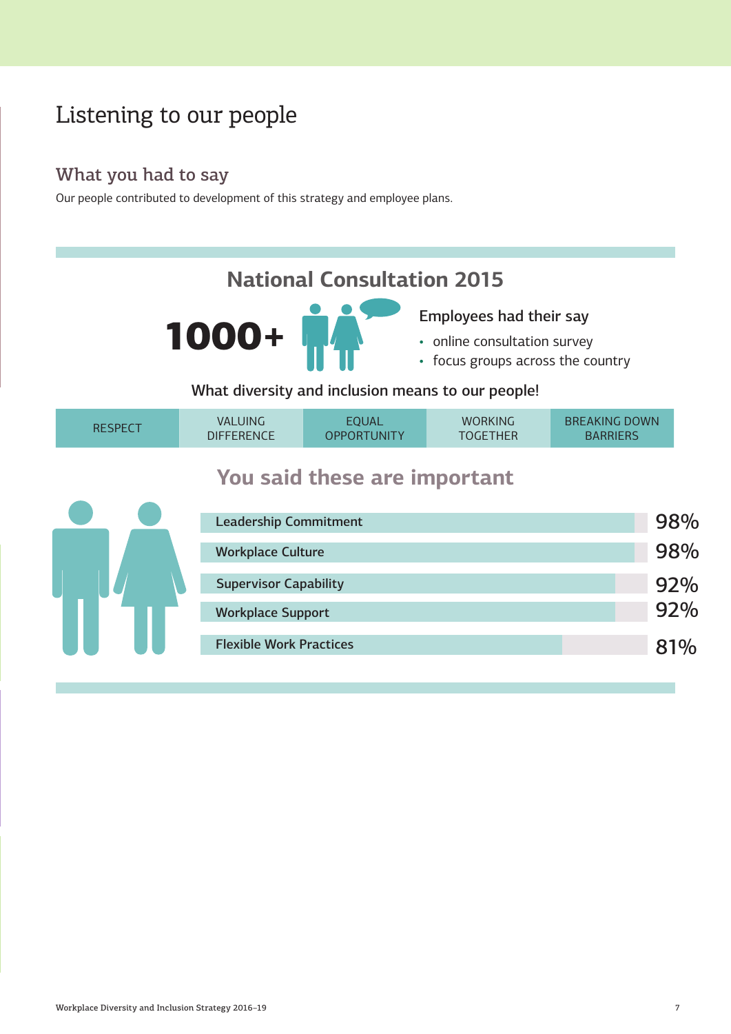# Listening to our people

## What you had to say

Our people contributed to development of this strategy and employee plans.

### National Consultation 2015

**1000+**

Employees had their say

- online consultation survey
- focus groups across the country

What diversity and inclusion means to our people!

| RESPECT | VALUING DIFFERENCE | EQUAL OPPORTUNITY | WORKING TOGETHER | BREAKING DOWN BARRIERS |
|---|---|---|---|---|

### You said these are important

| Item | Percentage |
|---|---|
| Leadership Commitment | 98% |
| Workplace Culture | 98% |
| Supervisor Capability | 92% |
| Workplace Support | 92% |
| Flexible Work Practices | 81% |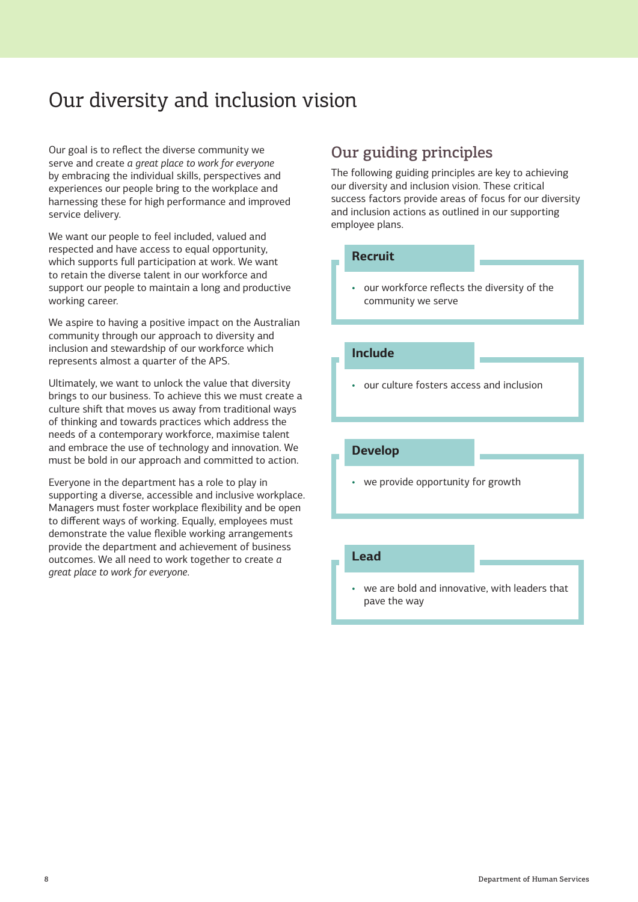# Our diversity and inclusion vision

Our goal is to reflect the diverse community we serve and create *a great place to work for everyone* by embracing the individual skills, perspectives and experiences our people bring to the workplace and harnessing these for high performance and improved service delivery.

We want our people to feel included, valued and respected and have access to equal opportunity, which supports full participation at work. We want to retain the diverse talent in our workforce and support our people to maintain a long and productive working career.

We aspire to having a positive impact on the Australian community through our approach to diversity and inclusion and stewardship of our workforce which represents almost a quarter of the APS.

Ultimately, we want to unlock the value that diversity brings to our business. To achieve this we must create a culture shift that moves us away from traditional ways of thinking and towards practices which address the needs of a contemporary workforce, maximise talent and embrace the use of technology and innovation. We must be bold in our approach and committed to action.

Everyone in the department has a role to play in supporting a diverse, accessible and inclusive workplace. Managers must foster workplace flexibility and be open to different ways of working. Equally, employees must demonstrate the value flexible working arrangements provide the department and achievement of business outcomes. We all need to work together to create *a great place to work for everyone.*

## Our guiding principles

The following guiding principles are key to achieving our diversity and inclusion vision. These critical success factors provide areas of focus for our diversity and inclusion actions as outlined in our supporting employee plans.

### Recruit

- our workforce reflects the diversity of the community we serve

### Include

- our culture fosters access and inclusion

### Develop

- we provide opportunity for growth

### Lead

- we are bold and innovative, with leaders that pave the way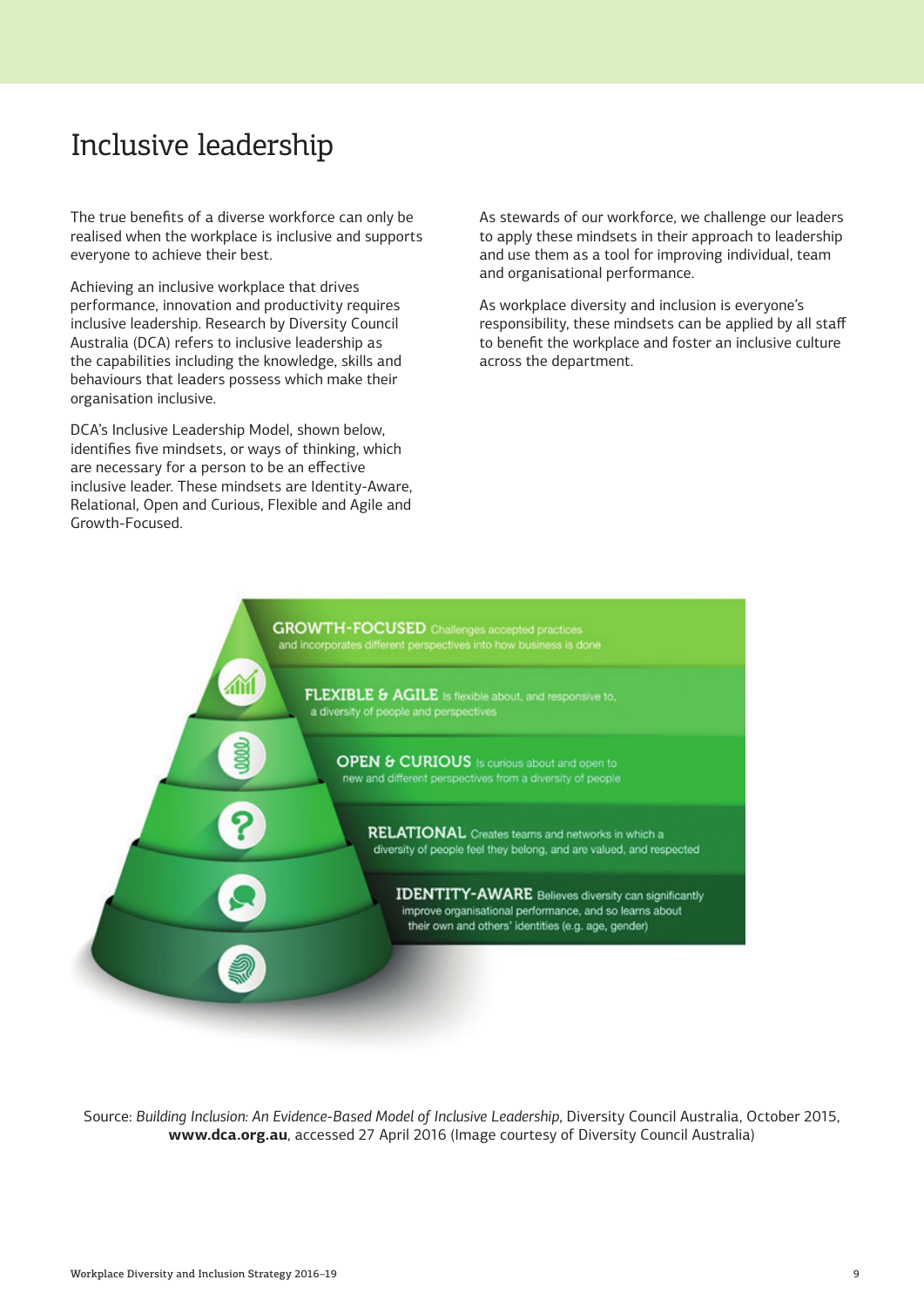# Inclusive leadership

The true benefits of a diverse workforce can only be realised when the workplace is inclusive and supports everyone to achieve their best.

Achieving an inclusive workplace that drives performance, innovation and productivity requires inclusive leadership. Research by Diversity Council Australia (DCA) refers to inclusive leadership as the capabilities including the knowledge, skills and behaviours that leaders possess which make their organisation inclusive.

DCA's Inclusive Leadership Model, shown below, identifies five mindsets, or ways of thinking, which are necessary for a person to be an effective inclusive leader. These mindsets are Identity-Aware, Relational, Open and Curious, Flexible and Agile and Growth-Focused.

As stewards of our workforce, we challenge our leaders to apply these mindsets in their approach to leadership and use them as a tool for improving individual, team and organisational performance.

As workplace diversity and inclusion is everyone's responsibility, these mindsets can be applied by all staff to benefit the workplace and foster an inclusive culture across the department.

**GROWTH-FOCUSED** Challenges accepted practices and incorporates different perspectives into how business is done

**FLEXIBLE & AGILE** Is flexible about, and responsive to, a diversity of people and perspectives

**OPEN & CURIOUS** Is curious about and open to new and different perspectives from a diversity of people

**RELATIONAL** Creates teams and networks in which a diversity of people feel they belong, and are valued, and respected

**IDENTITY-AWARE** Believes diversity can significantly improve organisational performance, and so learns about their own and others' identities (e.g. age, gender)

Source: *Building Inclusion: An Evidence-Based Model of Inclusive Leadership*, Diversity Council Australia, October 2015, **www.dca.org.au**, accessed 27 April 2016 (Image courtesy of Diversity Council Australia)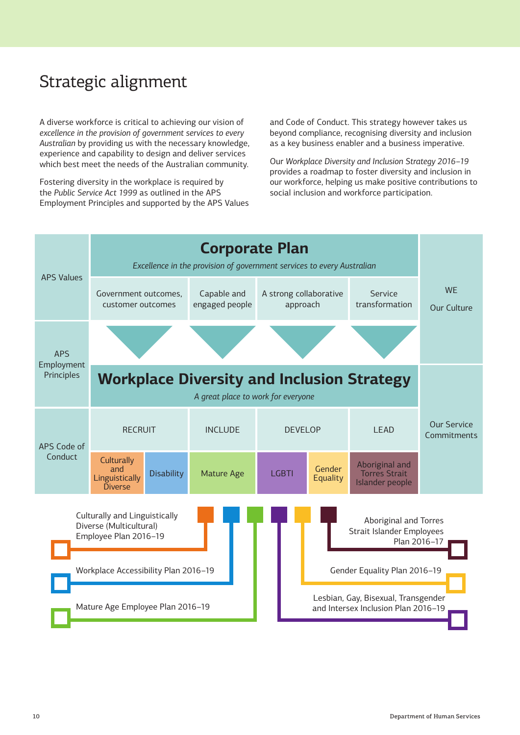# Strategic alignment

A diverse workforce is critical to achieving our vision of *excellence in the provision of government services to every Australian* by providing us with the necessary knowledge, experience and capability to design and deliver services which best meet the needs of the Australian community.

Fostering diversity in the workplace is required by the *Public Service Act 1999* as outlined in the APS Employment Principles and supported by the APS Values and Code of Conduct. This strategy however takes us beyond compliance, recognising diversity and inclusion as a key business enabler and a business imperative.

Our *Workplace Diversity and Inclusion Strategy 2016–19* provides a roadmap to foster diversity and inclusion in our workforce, helping us make positive contributions to social inclusion and workforce participation.

APS Values

APS Employment Principles

APS Code of Conduct

**Corporate Plan**

*Excellence in the provision of government services to every Australian*

- Government outcomes, customer outcomes
- Capable and engaged people
- A strong collaborative approach
- Service transformation

WE

Our Culture

**Workplace Diversity and Inclusion Strategy**

*A great place to work for everyone*

RECRUIT | INCLUDE | DEVELOP | LEAD

Our Service Commitments

Culturally and Linguistically Diverse | Disability | Mature Age | LGBTI | Gender Equality | Aboriginal and Torres Strait Islander people

- Culturally and Linguistically Diverse (Multicultural) Employee Plan 2016–19
- Workplace Accessibility Plan 2016–19
- Mature Age Employee Plan 2016–19
- Aboriginal and Torres Strait Islander Employees Plan 2016–17
- Gender Equality Plan 2016–19
- Lesbian, Gay, Bisexual, Transgender and Intersex Inclusion Plan 2016–19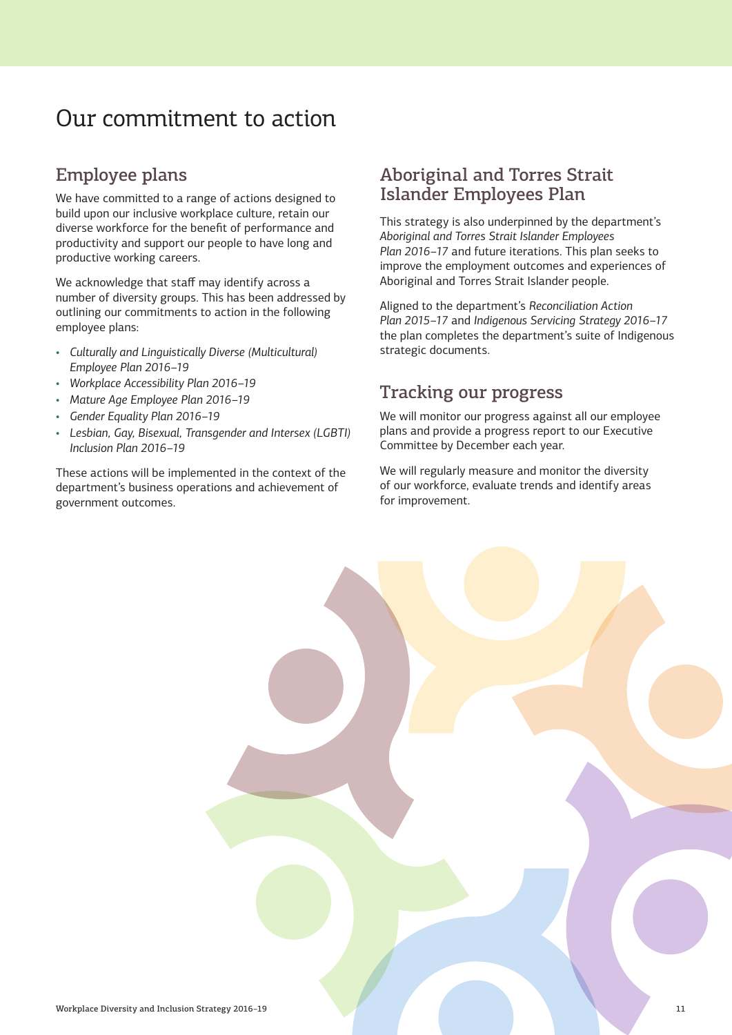# Our commitment to action

## Employee plans

We have committed to a range of actions designed to build upon our inclusive workplace culture, retain our diverse workforce for the benefit of performance and productivity and support our people to have long and productive working careers.

We acknowledge that staff may identify across a number of diversity groups. This has been addressed by outlining our commitments to action in the following employee plans:

- *Culturally and Linguistically Diverse (Multicultural) Employee Plan 2016–19*
- *Workplace Accessibility Plan 2016–19*
- *Mature Age Employee Plan 2016–19*
- *Gender Equality Plan 2016–19*
- *Lesbian, Gay, Bisexual, Transgender and Intersex (LGBTI) Inclusion Plan 2016–19*

These actions will be implemented in the context of the department's business operations and achievement of government outcomes.

## Aboriginal and Torres Strait Islander Employees Plan

This strategy is also underpinned by the department's *Aboriginal and Torres Strait Islander Employees Plan 2016–17* and future iterations. This plan seeks to improve the employment outcomes and experiences of Aboriginal and Torres Strait Islander people.

Aligned to the department's *Reconciliation Action Plan 2015–17* and *Indigenous Servicing Strategy 2016–17* the plan completes the department's suite of Indigenous strategic documents.

## Tracking our progress

We will monitor our progress against all our employee plans and provide a progress report to our Executive Committee by December each year.

We will regularly measure and monitor the diversity of our workforce, evaluate trends and identify areas for improvement.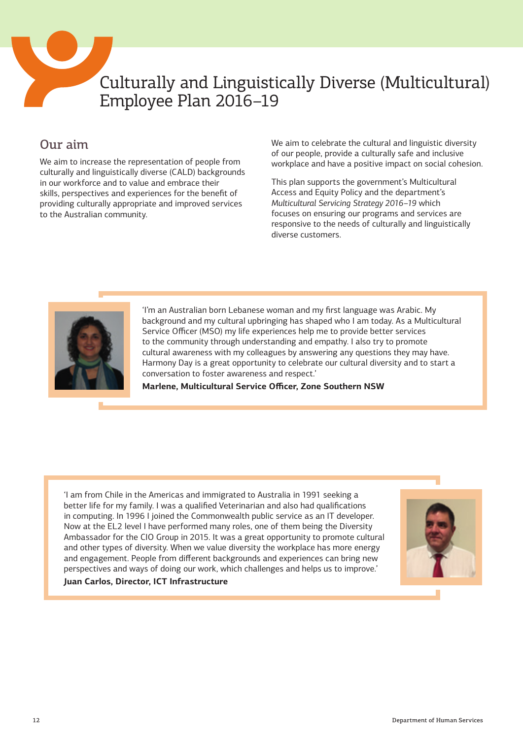# Culturally and Linguistically Diverse (Multicultural) Employee Plan 2016–19

## Our aim

We aim to increase the representation of people from culturally and linguistically diverse (CALD) backgrounds in our workforce and to value and embrace their skills, perspectives and experiences for the benefit of providing culturally appropriate and improved services to the Australian community.

We aim to celebrate the cultural and linguistic diversity of our people, provide a culturally safe and inclusive workplace and have a positive impact on social cohesion.

This plan supports the government's Multicultural Access and Equity Policy and the department's *Multicultural Servicing Strategy 2016–19* which focuses on ensuring our programs and services are responsive to the needs of culturally and linguistically diverse customers.

'I'm an Australian born Lebanese woman and my first language was Arabic. My background and my cultural upbringing has shaped who I am today. As a Multicultural Service Officer (MSO) my life experiences help me to provide better services to the community through understanding and empathy. I also try to promote cultural awareness with my colleagues by answering any questions they may have. Harmony Day is a great opportunity to celebrate our cultural diversity and to start a conversation to foster awareness and respect.'

**Marlene, Multicultural Service Officer, Zone Southern NSW**

'I am from Chile in the Americas and immigrated to Australia in 1991 seeking a better life for my family. I was a qualified Veterinarian and also had qualifications in computing. In 1996 I joined the Commonwealth public service as an IT developer. Now at the EL2 level I have performed many roles, one of them being the Diversity Ambassador for the CIO Group in 2015. It was a great opportunity to promote cultural and other types of diversity. When we value diversity the workplace has more energy and engagement. People from different backgrounds and experiences can bring new perspectives and ways of doing our work, which challenges and helps us to improve.'

**Juan Carlos, Director, ICT Infrastructure**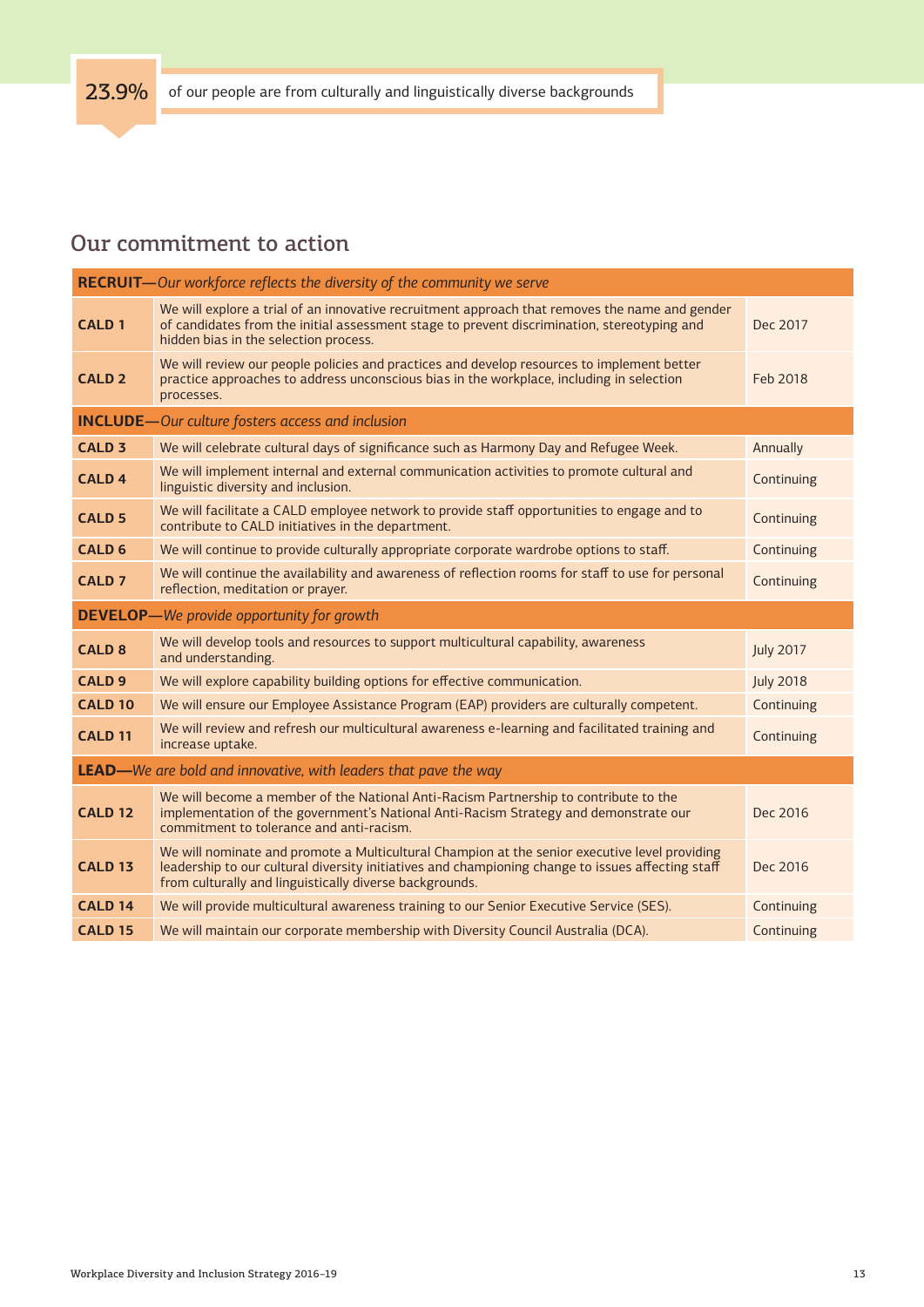**23.9%** of our people are from culturally and linguistically diverse backgrounds

## Our commitment to action

| | | |
|---|---|---|
| **RECRUIT**—*Our workforce reflects the diversity of the community we serve* | | |
| **CALD 1** | We will explore a trial of an innovative recruitment approach that removes the name and gender of candidates from the initial assessment stage to prevent discrimination, stereotyping and hidden bias in the selection process. | Dec 2017 |
| **CALD 2** | We will review our people policies and practices and develop resources to implement better practice approaches to address unconscious bias in the workplace, including in selection processes. | Feb 2018 |
| **INCLUDE**—*Our culture fosters access and inclusion* | | |
| **CALD 3** | We will celebrate cultural days of significance such as Harmony Day and Refugee Week. | Annually |
| **CALD 4** | We will implement internal and external communication activities to promote cultural and linguistic diversity and inclusion. | Continuing |
| **CALD 5** | We will facilitate a CALD employee network to provide staff opportunities to engage and to contribute to CALD initiatives in the department. | Continuing |
| **CALD 6** | We will continue to provide culturally appropriate corporate wardrobe options to staff. | Continuing |
| **CALD 7** | We will continue the availability and awareness of reflection rooms for staff to use for personal reflection, meditation or prayer. | Continuing |
| **DEVELOP**—*We provide opportunity for growth* | | |
| **CALD 8** | We will develop tools and resources to support multicultural capability, awareness and understanding. | July 2017 |
| **CALD 9** | We will explore capability building options for effective communication. | July 2018 |
| **CALD 10** | We will ensure our Employee Assistance Program (EAP) providers are culturally competent. | Continuing |
| **CALD 11** | We will review and refresh our multicultural awareness e-learning and facilitated training and increase uptake. | Continuing |
| **LEAD**—*We are bold and innovative, with leaders that pave the way* | | |
| **CALD 12** | We will become a member of the National Anti-Racism Partnership to contribute to the implementation of the government's National Anti-Racism Strategy and demonstrate our commitment to tolerance and anti-racism. | Dec 2016 |
| **CALD 13** | We will nominate and promote a Multicultural Champion at the senior executive level providing leadership to our cultural diversity initiatives and championing change to issues affecting staff from culturally and linguistically diverse backgrounds. | Dec 2016 |
| **CALD 14** | We will provide multicultural awareness training to our Senior Executive Service (SES). | Continuing |
| **CALD 15** | We will maintain our corporate membership with Diversity Council Australia (DCA). | Continuing |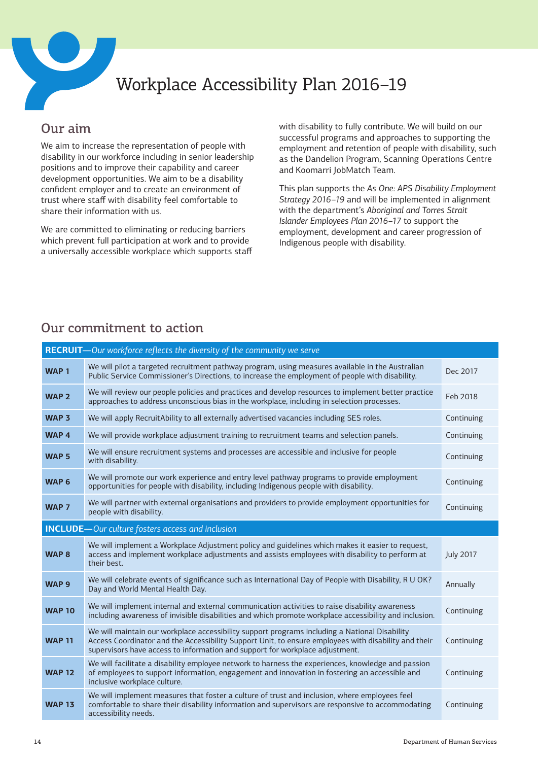# Workplace Accessibility Plan 2016–19

## Our aim

We aim to increase the representation of people with disability in our workforce including in senior leadership positions and to improve their capability and career development opportunities. We aim to be a disability confident employer and to create an environment of trust where staff with disability feel comfortable to share their information with us.

We are committed to eliminating or reducing barriers which prevent full participation at work and to provide a universally accessible workplace which supports staff with disability to fully contribute. We will build on our successful programs and approaches to supporting the employment and retention of people with disability, such as the Dandelion Program, Scanning Operations Centre and Koomarri JobMatch Team.

This plan supports the *As One: APS Disability Employment Strategy 2016–19* and will be implemented in alignment with the department's *Aboriginal and Torres Strait Islander Employees Plan 2016–17* to support the employment, development and career progression of Indigenous people with disability.

## Our commitment to action

| **RECRUIT**—*Our workforce reflects the diversity of the community we serve* | | |
|---|---|---|
| **WAP 1** | We will pilot a targeted recruitment pathway program, using measures available in the Australian Public Service Commissioner's Directions, to increase the employment of people with disability. | Dec 2017 |
| **WAP 2** | We will review our people policies and practices and develop resources to implement better practice approaches to address unconscious bias in the workplace, including in selection processes. | Feb 2018 |
| **WAP 3** | We will apply RecruitAbility to all externally advertised vacancies including SES roles. | Continuing |
| **WAP 4** | We will provide workplace adjustment training to recruitment teams and selection panels. | Continuing |
| **WAP 5** | We will ensure recruitment systems and processes are accessible and inclusive for people with disability. | Continuing |
| **WAP 6** | We will promote our work experience and entry level pathway programs to provide employment opportunities for people with disability, including Indigenous people with disability. | Continuing |
| **WAP 7** | We will partner with external organisations and providers to provide employment opportunities for people with disability. | Continuing |
| **INCLUDE**—*Our culture fosters access and inclusion* | | |
| **WAP 8** | We will implement a Workplace Adjustment policy and guidelines which makes it easier to request, access and implement workplace adjustments and assists employees with disability to perform at their best. | July 2017 |
| **WAP 9** | We will celebrate events of significance such as International Day of People with Disability, R U OK? Day and World Mental Health Day. | Annually |
| **WAP 10** | We will implement internal and external communication activities to raise disability awareness including awareness of invisible disabilities and which promote workplace accessibility and inclusion. | Continuing |
| **WAP 11** | We will maintain our workplace accessibility support programs including a National Disability Access Coordinator and the Accessibility Support Unit, to ensure employees with disability and their supervisors have access to information and support for workplace adjustment. | Continuing |
| **WAP 12** | We will facilitate a disability employee network to harness the experiences, knowledge and passion of employees to support information, engagement and innovation in fostering an accessible and inclusive workplace culture. | Continuing |
| **WAP 13** | We will implement measures that foster a culture of trust and inclusion, where employees feel comfortable to share their disability information and supervisors are responsive to accommodating accessibility needs. | Continuing |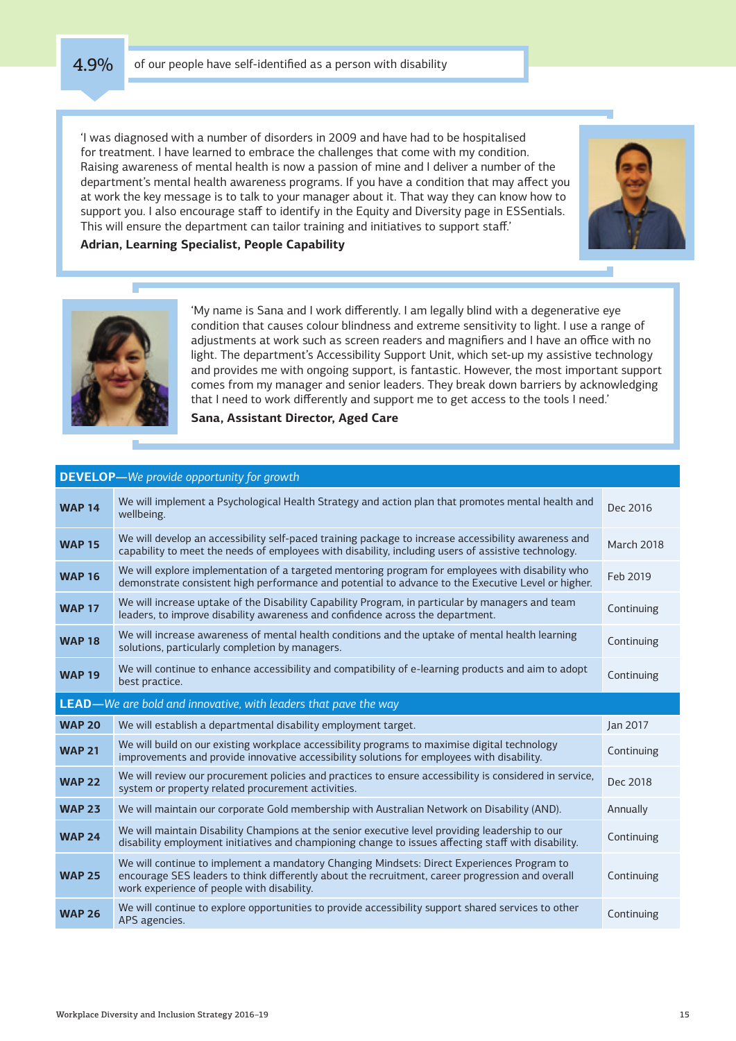**4.9%** of our people have self-identified as a person with disability

'I was diagnosed with a number of disorders in 2009 and have had to be hospitalised for treatment. I have learned to embrace the challenges that come with my condition. Raising awareness of mental health is now a passion of mine and I deliver a number of the department's mental health awareness programs. If you have a condition that may affect you at work the key message is to talk to your manager about it. That way they can know how to support you. I also encourage staff to identify in the Equity and Diversity page in ESSentials. This will ensure the department can tailor training and initiatives to support staff.'

**Adrian, Learning Specialist, People Capability**

'My name is Sana and I work differently. I am legally blind with a degenerative eye condition that causes colour blindness and extreme sensitivity to light. I use a range of adjustments at work such as screen readers and magnifiers and I have an office with no light. The department's Accessibility Support Unit, which set-up my assistive technology and provides me with ongoing support, is fantastic. However, the most important support comes from my manager and senior leaders. They break down barriers by acknowledging that I need to work differently and support me to get access to the tools I need.'

**Sana, Assistant Director, Aged Care**

| **DEVELOP**—*We provide opportunity for growth* | | |
|---|---|---|
| **WAP 14** | We will implement a Psychological Health Strategy and action plan that promotes mental health and wellbeing. | Dec 2016 |
| **WAP 15** | We will develop an accessibility self-paced training package to increase accessibility awareness and capability to meet the needs of employees with disability, including users of assistive technology. | March 2018 |
| **WAP 16** | We will explore implementation of a targeted mentoring program for employees with disability who demonstrate consistent high performance and potential to advance to the Executive Level or higher. | Feb 2019 |
| **WAP 17** | We will increase uptake of the Disability Capability Program, in particular by managers and team leaders, to improve disability awareness and confidence across the department. | Continuing |
| **WAP 18** | We will increase awareness of mental health conditions and the uptake of mental health learning solutions, particularly completion by managers. | Continuing |
| **WAP 19** | We will continue to enhance accessibility and compatibility of e-learning products and aim to adopt best practice. | Continuing |
| **LEAD**—*We are bold and innovative, with leaders that pave the way* | | |
| **WAP 20** | We will establish a departmental disability employment target. | Jan 2017 |
| **WAP 21** | We will build on our existing workplace accessibility programs to maximise digital technology improvements and provide innovative accessibility solutions for employees with disability. | Continuing |
| **WAP 22** | We will review our procurement policies and practices to ensure accessibility is considered in service, system or property related procurement activities. | Dec 2018 |
| **WAP 23** | We will maintain our corporate Gold membership with Australian Network on Disability (AND). | Annually |
| **WAP 24** | We will maintain Disability Champions at the senior executive level providing leadership to our disability employment initiatives and championing change to issues affecting staff with disability. | Continuing |
| **WAP 25** | We will continue to implement a mandatory Changing Mindsets: Direct Experiences Program to encourage SES leaders to think differently about the recruitment, career progression and overall work experience of people with disability. | Continuing |
| **WAP 26** | We will continue to explore opportunities to provide accessibility support shared services to other APS agencies. | Continuing |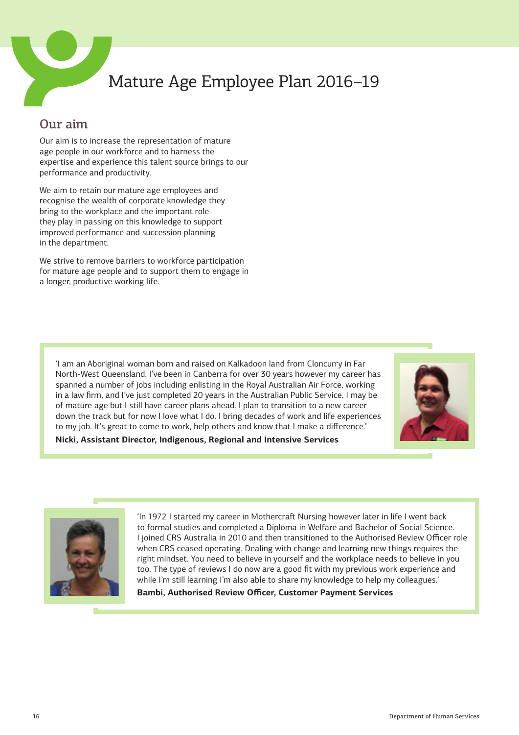# Mature Age Employee Plan 2016–19

## Our aim

Our aim is to increase the representation of mature age people in our workforce and to harness the expertise and experience this talent source brings to our performance and productivity.

We aim to retain our mature age employees and recognise the wealth of corporate knowledge they bring to the workplace and the important role they play in passing on this knowledge to support improved performance and succession planning in the department.

We strive to remove barriers to workforce participation for mature age people and to support them to engage in a longer, productive working life.

'I am an Aboriginal woman born and raised on Kalkadoon land from Cloncurry in Far North-West Queensland. I've been in Canberra for over 30 years however my career has spanned a number of jobs including enlisting in the Royal Australian Air Force, working in a law firm, and I've just completed 20 years in the Australian Public Service. I may be of mature age but I still have career plans ahead. I plan to transition to a new career down the track but for now I love what I do. I bring decades of work and life experiences to my job. It's great to come to work, help others and know that I make a difference.'

**Nicki, Assistant Director, Indigenous, Regional and Intensive Services**

'In 1972 I started my career in Mothercraft Nursing however later in life I went back to formal studies and completed a Diploma in Welfare and Bachelor of Social Science. I joined CRS Australia in 2010 and then transitioned to the Authorised Review Officer role when CRS ceased operating. Dealing with change and learning new things requires the right mindset. You need to believe in yourself and the workplace needs to believe in you too. The type of reviews I do now are a good fit with my previous work experience and while I'm still learning I'm also able to share my knowledge to help my colleagues.'

**Bambi, Authorised Review Officer, Customer Payment Services**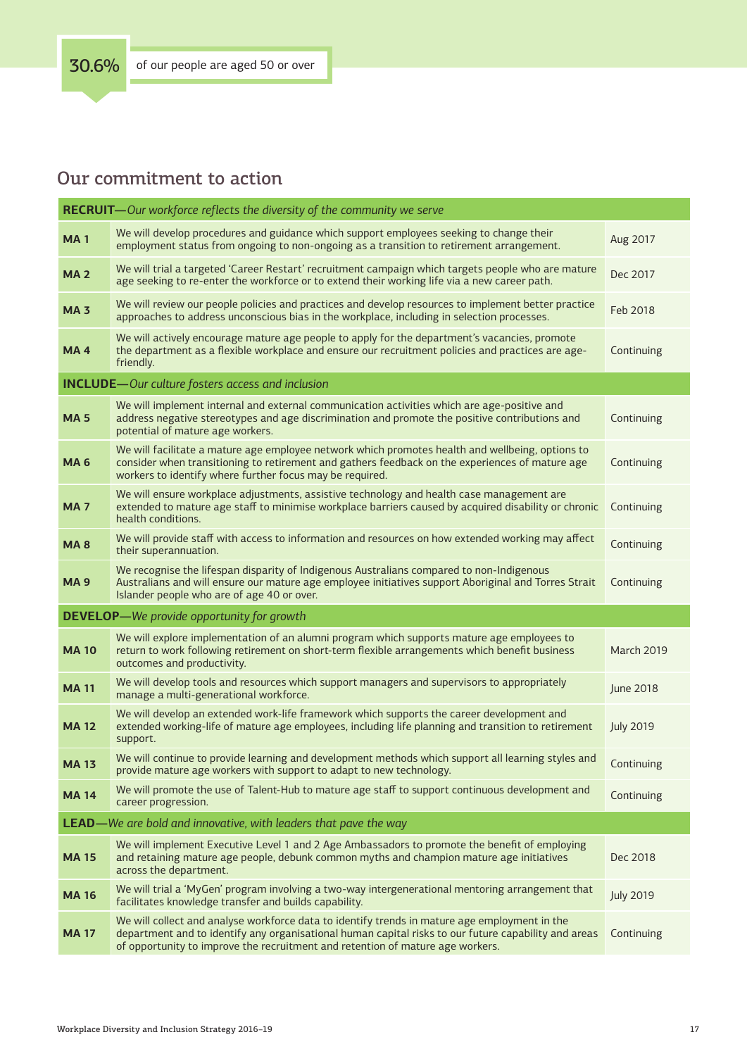**30.6%** of our people are aged 50 or over

## Our commitment to action

| | | |
|---|---|---|
| **RECRUIT**—*Our workforce reflects the diversity of the community we serve* | | |
| **MA 1** | We will develop procedures and guidance which support employees seeking to change their employment status from ongoing to non-ongoing as a transition to retirement arrangement. | Aug 2017 |
| **MA 2** | We will trial a targeted 'Career Restart' recruitment campaign which targets people who are mature age seeking to re-enter the workforce or to extend their working life via a new career path. | Dec 2017 |
| **MA 3** | We will review our people policies and practices and develop resources to implement better practice approaches to address unconscious bias in the workplace, including in selection processes. | Feb 2018 |
| **MA 4** | We will actively encourage mature age people to apply for the department's vacancies, promote the department as a flexible workplace and ensure our recruitment policies and practices are age-friendly. | Continuing |
| **INCLUDE**—*Our culture fosters access and inclusion* | | |
| **MA 5** | We will implement internal and external communication activities which are age-positive and address negative stereotypes and age discrimination and promote the positive contributions and potential of mature age workers. | Continuing |
| **MA 6** | We will facilitate a mature age employee network which promotes health and wellbeing, options to consider when transitioning to retirement and gathers feedback on the experiences of mature age workers to identify where further focus may be required. | Continuing |
| **MA 7** | We will ensure workplace adjustments, assistive technology and health case management are extended to mature age staff to minimise workplace barriers caused by acquired disability or chronic health conditions. | Continuing |
| **MA 8** | We will provide staff with access to information and resources on how extended working may affect their superannuation. | Continuing |
| **MA 9** | We recognise the lifespan disparity of Indigenous Australians compared to non-Indigenous Australians and will ensure our mature age employee initiatives support Aboriginal and Torres Strait Islander people who are of age 40 or over. | Continuing |
| **DEVELOP**—*We provide opportunity for growth* | | |
| **MA 10** | We will explore implementation of an alumni program which supports mature age employees to return to work following retirement on short-term flexible arrangements which benefit business outcomes and productivity. | March 2019 |
| **MA 11** | We will develop tools and resources which support managers and supervisors to appropriately manage a multi-generational workforce. | June 2018 |
| **MA 12** | We will develop an extended work-life framework which supports the career development and extended working-life of mature age employees, including life planning and transition to retirement support. | July 2019 |
| **MA 13** | We will continue to provide learning and development methods which support all learning styles and provide mature age workers with support to adapt to new technology. | Continuing |
| **MA 14** | We will promote the use of Talent-Hub to mature age staff to support continuous development and career progression. | Continuing |
| **LEAD**—*We are bold and innovative, with leaders that pave the way* | | |
| **MA 15** | We will implement Executive Level 1 and 2 Age Ambassadors to promote the benefit of employing and retaining mature age people, debunk common myths and champion mature age initiatives across the department. | Dec 2018 |
| **MA 16** | We will trial a 'MyGen' program involving a two-way intergenerational mentoring arrangement that facilitates knowledge transfer and builds capability. | July 2019 |
| **MA 17** | We will collect and analyse workforce data to identify trends in mature age employment in the department and to identify any organisational human capital risks to our future capability and areas of opportunity to improve the recruitment and retention of mature age workers. | Continuing |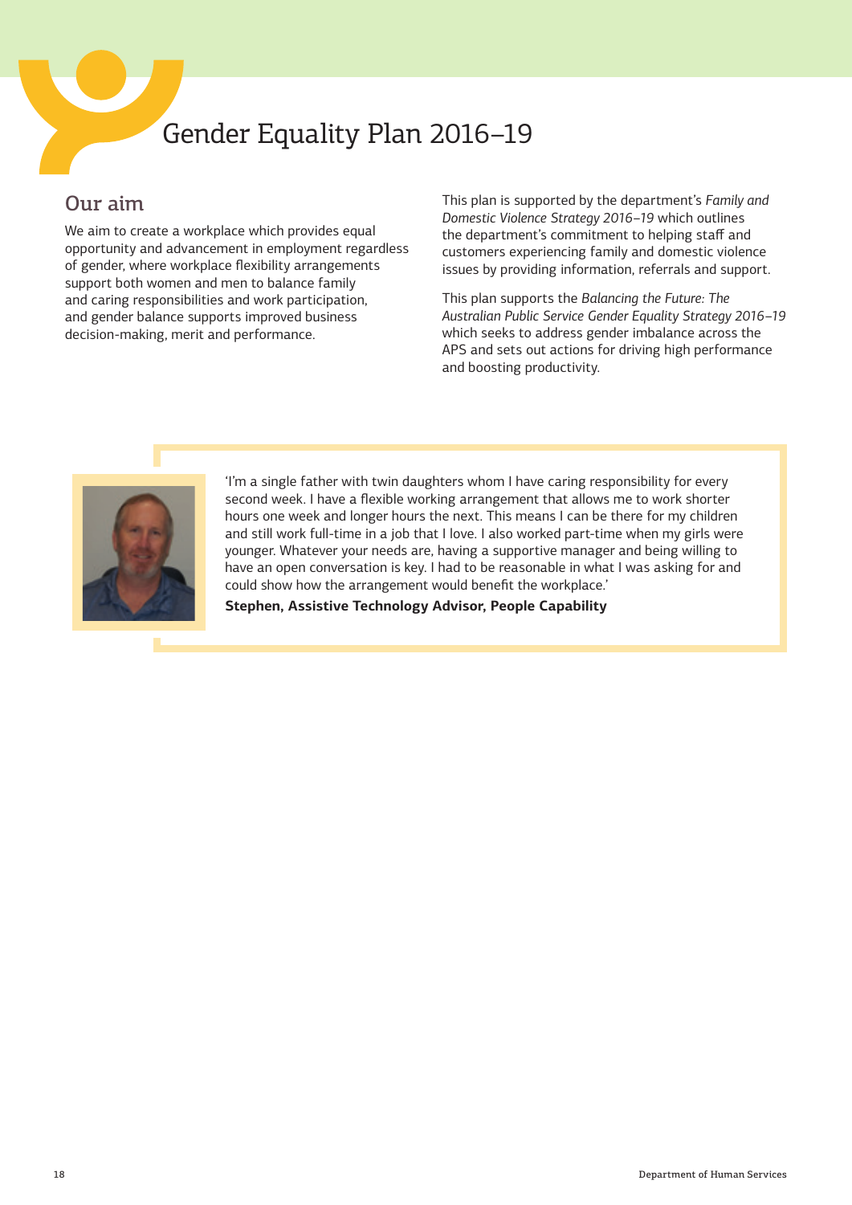# Gender Equality Plan 2016–19

## Our aim

We aim to create a workplace which provides equal opportunity and advancement in employment regardless of gender, where workplace flexibility arrangements support both women and men to balance family and caring responsibilities and work participation, and gender balance supports improved business decision-making, merit and performance.

This plan is supported by the department's *Family and Domestic Violence Strategy 2016–19* which outlines the department's commitment to helping staff and customers experiencing family and domestic violence issues by providing information, referrals and support.

This plan supports the *Balancing the Future: The Australian Public Service Gender Equality Strategy 2016–19* which seeks to address gender imbalance across the APS and sets out actions for driving high performance and boosting productivity.

'I'm a single father with twin daughters whom I have caring responsibility for every second week. I have a flexible working arrangement that allows me to work shorter hours one week and longer hours the next. This means I can be there for my children and still work full-time in a job that I love. I also worked part-time when my girls were younger. Whatever your needs are, having a supportive manager and being willing to have an open conversation is key. I had to be reasonable in what I was asking for and could show how the arrangement would benefit the workplace.'

**Stephen, Assistive Technology Advisor, People Capability**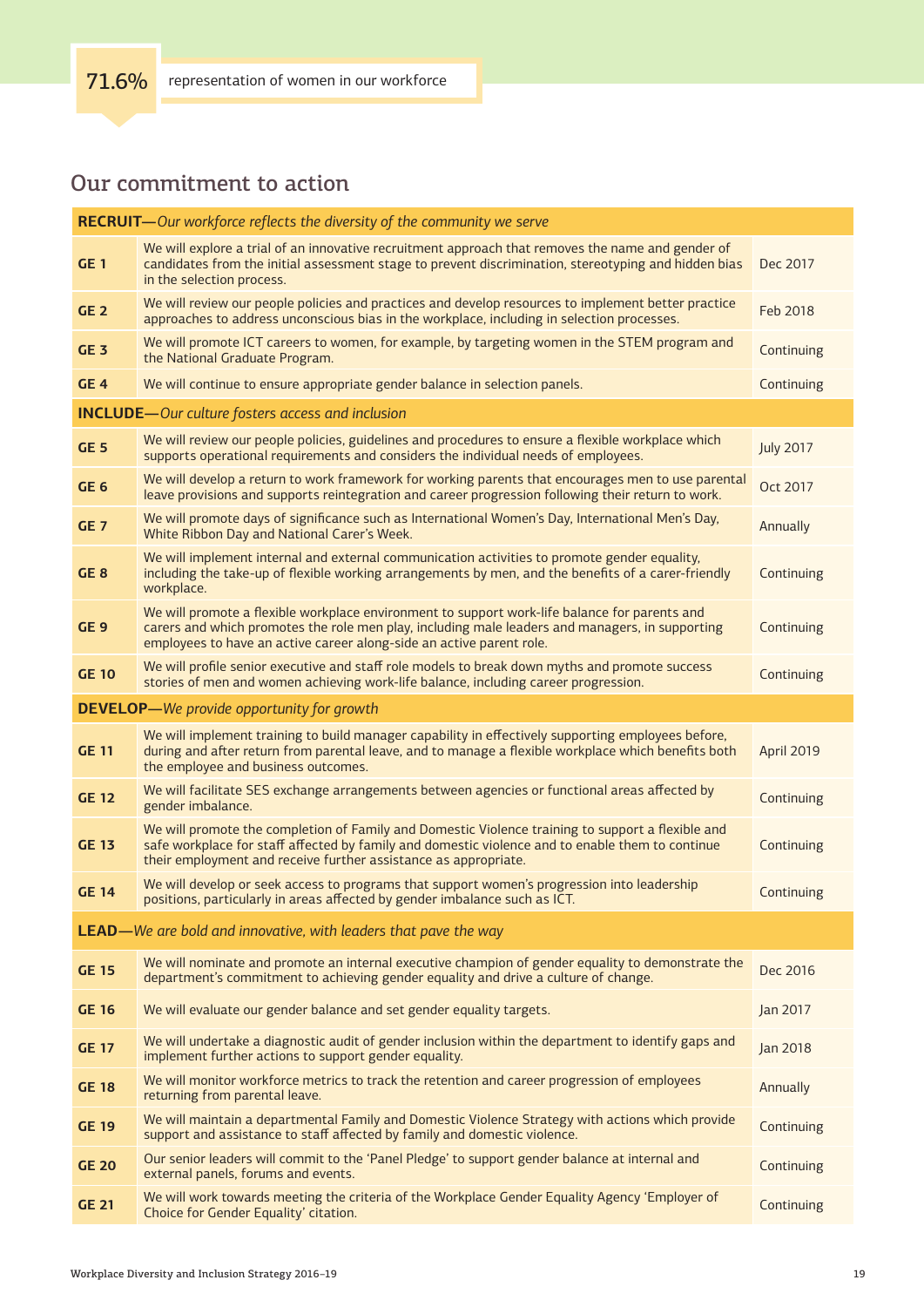**71.6%** representation of women in our workforce

## Our commitment to action

| | | |
|---|---|---|
| **RECRUIT—***Our workforce reflects the diversity of the community we serve* | | |
| **GE 1** | We will explore a trial of an innovative recruitment approach that removes the name and gender of candidates from the initial assessment stage to prevent discrimination, stereotyping and hidden bias in the selection process. | Dec 2017 |
| **GE 2** | We will review our people policies and practices and develop resources to implement better practice approaches to address unconscious bias in the workplace, including in selection processes. | Feb 2018 |
| **GE 3** | We will promote ICT careers to women, for example, by targeting women in the STEM program and the National Graduate Program. | Continuing |
| **GE 4** | We will continue to ensure appropriate gender balance in selection panels. | Continuing |
| **INCLUDE—***Our culture fosters access and inclusion* | | |
| **GE 5** | We will review our people policies, guidelines and procedures to ensure a flexible workplace which supports operational requirements and considers the individual needs of employees. | July 2017 |
| **GE 6** | We will develop a return to work framework for working parents that encourages men to use parental leave provisions and supports reintegration and career progression following their return to work. | Oct 2017 |
| **GE 7** | We will promote days of significance such as International Women's Day, International Men's Day, White Ribbon Day and National Carer's Week. | Annually |
| **GE 8** | We will implement internal and external communication activities to promote gender equality, including the take-up of flexible working arrangements by men, and the benefits of a carer-friendly workplace. | Continuing |
| **GE 9** | We will promote a flexible workplace environment to support work-life balance for parents and carers and which promotes the role men play, including male leaders and managers, in supporting employees to have an active career along-side an active parent role. | Continuing |
| **GE 10** | We will profile senior executive and staff role models to break down myths and promote success stories of men and women achieving work-life balance, including career progression. | Continuing |
| **DEVELOP—***We provide opportunity for growth* | | |
| **GE 11** | We will implement training to build manager capability in effectively supporting employees before, during and after return from parental leave, and to manage a flexible workplace which benefits both the employee and business outcomes. | April 2019 |
| **GE 12** | We will facilitate SES exchange arrangements between agencies or functional areas affected by gender imbalance. | Continuing |
| **GE 13** | We will promote the completion of Family and Domestic Violence training to support a flexible and safe workplace for staff affected by family and domestic violence and to enable them to continue their employment and receive further assistance as appropriate. | Continuing |
| **GE 14** | We will develop or seek access to programs that support women's progression into leadership positions, particularly in areas affected by gender imbalance such as ICT. | Continuing |
| **LEAD—***We are bold and innovative, with leaders that pave the way* | | |
| **GE 15** | We will nominate and promote an internal executive champion of gender equality to demonstrate the department's commitment to achieving gender equality and drive a culture of change. | Dec 2016 |
| **GE 16** | We will evaluate our gender balance and set gender equality targets. | Jan 2017 |
| **GE 17** | We will undertake a diagnostic audit of gender inclusion within the department to identify gaps and implement further actions to support gender equality. | Jan 2018 |
| **GE 18** | We will monitor workforce metrics to track the retention and career progression of employees returning from parental leave. | Annually |
| **GE 19** | We will maintain a departmental Family and Domestic Violence Strategy with actions which provide support and assistance to staff affected by family and domestic violence. | Continuing |
| **GE 20** | Our senior leaders will commit to the 'Panel Pledge' to support gender balance at internal and external panels, forums and events. | Continuing |
| **GE 21** | We will work towards meeting the criteria of the Workplace Gender Equality Agency 'Employer of Choice for Gender Equality' citation. | Continuing |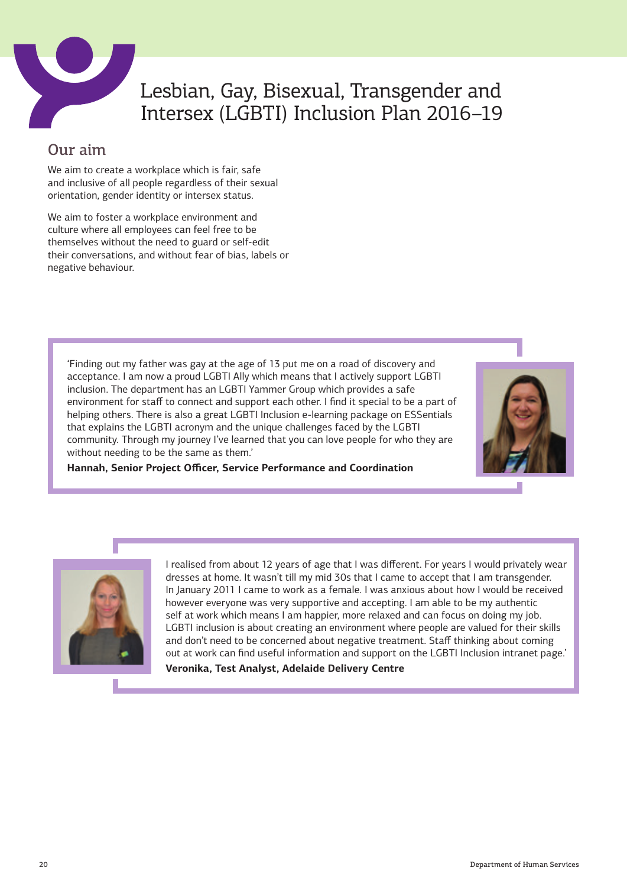# Lesbian, Gay, Bisexual, Transgender and Intersex (LGBTI) Inclusion Plan 2016–19

## Our aim

We aim to create a workplace which is fair, safe and inclusive of all people regardless of their sexual orientation, gender identity or intersex status.

We aim to foster a workplace environment and culture where all employees can feel free to be themselves without the need to guard or self-edit their conversations, and without fear of bias, labels or negative behaviour.

'Finding out my father was gay at the age of 13 put me on a road of discovery and acceptance. I am now a proud LGBTI Ally which means that I actively support LGBTI inclusion. The department has an LGBTI Yammer Group which provides a safe environment for staff to connect and support each other. I find it special to be a part of helping others. There is also a great LGBTI Inclusion e-learning package on ESSentials that explains the LGBTI acronym and the unique challenges faced by the LGBTI community. Through my journey I've learned that you can love people for who they are without needing to be the same as them.'

**Hannah, Senior Project Officer, Service Performance and Coordination**

I realised from about 12 years of age that I was different. For years I would privately wear dresses at home. It wasn't till my mid 30s that I came to accept that I am transgender. In January 2011 I came to work as a female. I was anxious about how I would be received however everyone was very supportive and accepting. I am able to be my authentic self at work which means I am happier, more relaxed and can focus on doing my job. LGBTI inclusion is about creating an environment where people are valued for their skills and don't need to be concerned about negative treatment. Staff thinking about coming out at work can find useful information and support on the LGBTI Inclusion intranet page.'

**Veronika, Test Analyst, Adelaide Delivery Centre**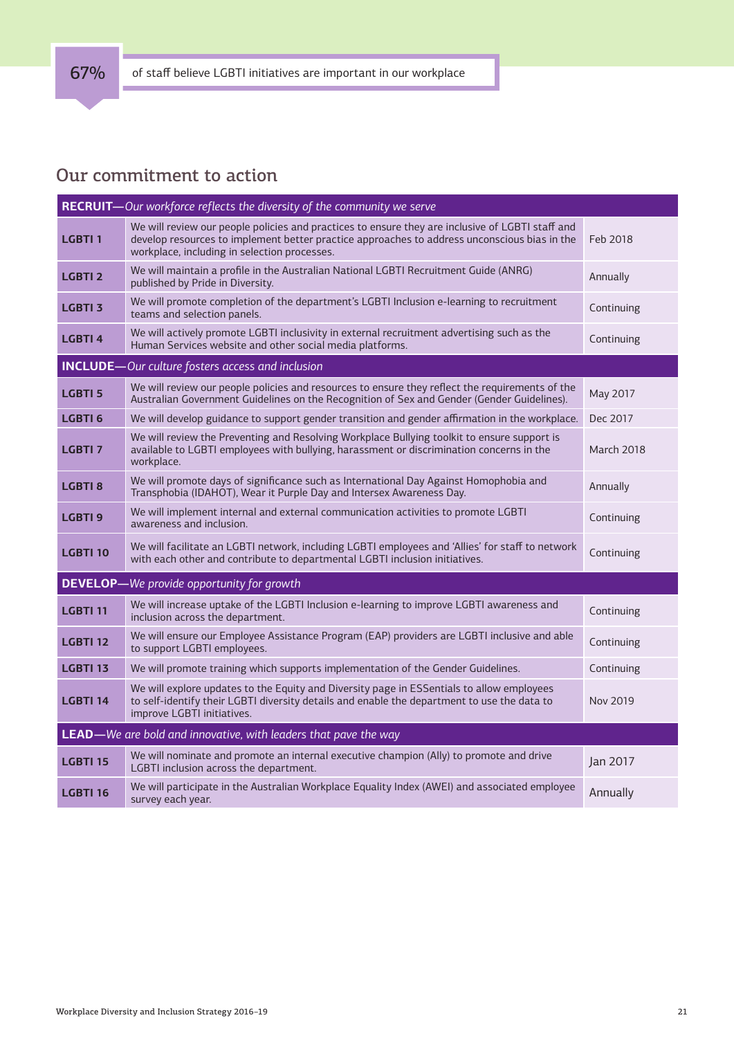**67%** of staff believe LGBTI initiatives are important in our workplace

## Our commitment to action

| | | |
|---|---|---|
| **RECRUIT**—*Our workforce reflects the diversity of the community we serve* | | |
| **LGBTI 1** | We will review our people policies and practices to ensure they are inclusive of LGBTI staff and develop resources to implement better practice approaches to address unconscious bias in the workplace, including in selection processes. | Feb 2018 |
| **LGBTI 2** | We will maintain a profile in the Australian National LGBTI Recruitment Guide (ANRG) published by Pride in Diversity. | Annually |
| **LGBTI 3** | We will promote completion of the department's LGBTI Inclusion e-learning to recruitment teams and selection panels. | Continuing |
| **LGBTI 4** | We will actively promote LGBTI inclusivity in external recruitment advertising such as the Human Services website and other social media platforms. | Continuing |
| **INCLUDE**—*Our culture fosters access and inclusion* | | |
| **LGBTI 5** | We will review our people policies and resources to ensure they reflect the requirements of the Australian Government Guidelines on the Recognition of Sex and Gender (Gender Guidelines). | May 2017 |
| **LGBTI 6** | We will develop guidance to support gender transition and gender affirmation in the workplace. | Dec 2017 |
| **LGBTI 7** | We will review the Preventing and Resolving Workplace Bullying toolkit to ensure support is available to LGBTI employees with bullying, harassment or discrimination concerns in the workplace. | March 2018 |
| **LGBTI 8** | We will promote days of significance such as International Day Against Homophobia and Transphobia (IDAHOT), Wear it Purple Day and Intersex Awareness Day. | Annually |
| **LGBTI 9** | We will implement internal and external communication activities to promote LGBTI awareness and inclusion. | Continuing |
| **LGBTI 10** | We will facilitate an LGBTI network, including LGBTI employees and 'Allies' for staff to network with each other and contribute to departmental LGBTI inclusion initiatives. | Continuing |
| **DEVELOP**—*We provide opportunity for growth* | | |
| **LGBTI 11** | We will increase uptake of the LGBTI Inclusion e-learning to improve LGBTI awareness and inclusion across the department. | Continuing |
| **LGBTI 12** | We will ensure our Employee Assistance Program (EAP) providers are LGBTI inclusive and able to support LGBTI employees. | Continuing |
| **LGBTI 13** | We will promote training which supports implementation of the Gender Guidelines. | Continuing |
| **LGBTI 14** | We will explore updates to the Equity and Diversity page in ESSentials to allow employees to self-identify their LGBTI diversity details and enable the department to use the data to improve LGBTI initiatives. | Nov 2019 |
| **LEAD**—*We are bold and innovative, with leaders that pave the way* | | |
| **LGBTI 15** | We will nominate and promote an internal executive champion (Ally) to promote and drive LGBTI inclusion across the department. | Jan 2017 |
| **LGBTI 16** | We will participate in the Australian Workplace Equality Index (AWEI) and associated employee survey each year. | Annually |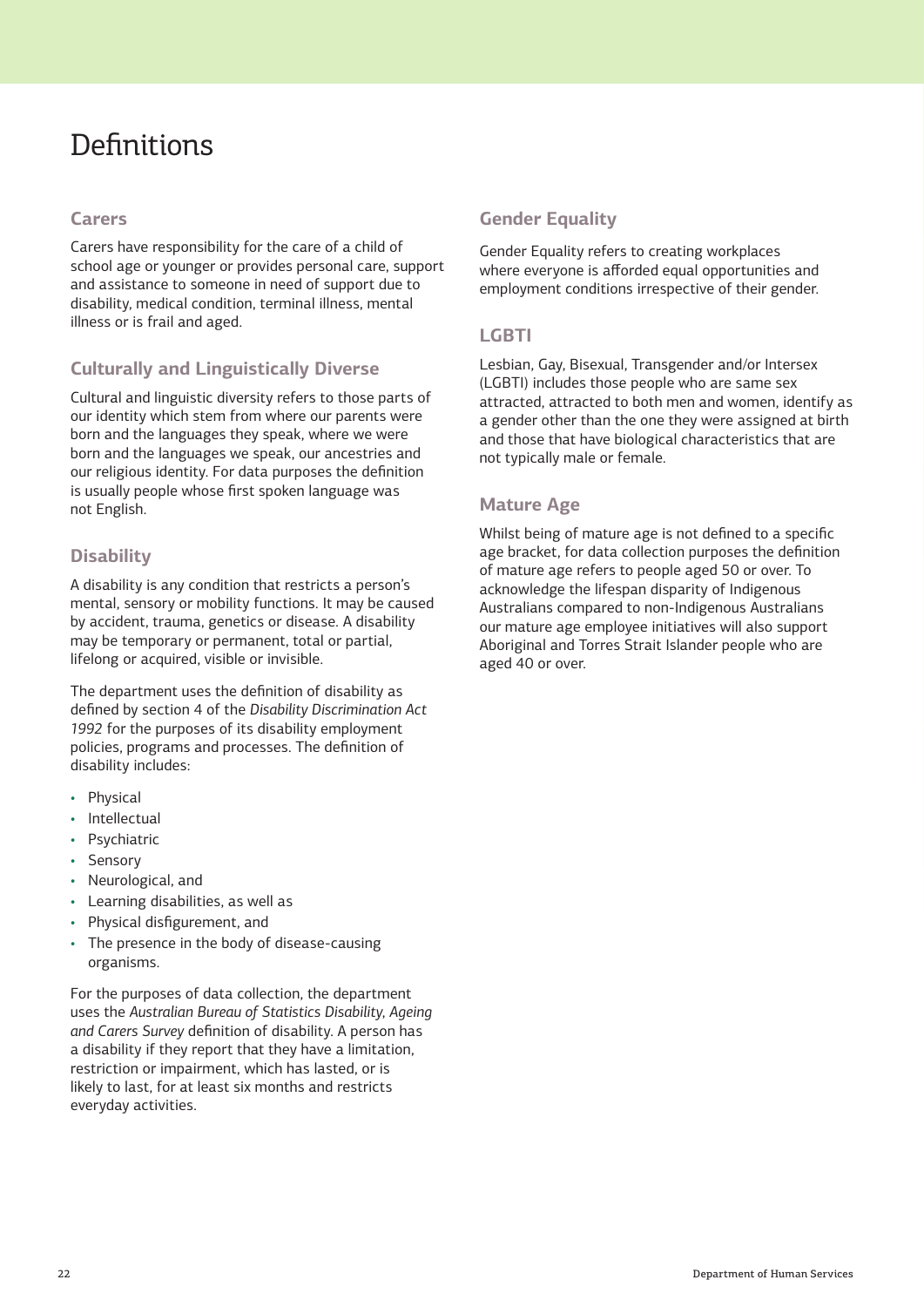# Definitions

## Carers

Carers have responsibility for the care of a child of school age or younger or provides personal care, support and assistance to someone in need of support due to disability, medical condition, terminal illness, mental illness or is frail and aged.

## Culturally and Linguistically Diverse

Cultural and linguistic diversity refers to those parts of our identity which stem from where our parents were born and the languages they speak, where we were born and the languages we speak, our ancestries and our religious identity. For data purposes the definition is usually people whose first spoken language was not English.

## Disability

A disability is any condition that restricts a person's mental, sensory or mobility functions. It may be caused by accident, trauma, genetics or disease. A disability may be temporary or permanent, total or partial, lifelong or acquired, visible or invisible.

The department uses the definition of disability as defined by section 4 of the *Disability Discrimination Act 1992* for the purposes of its disability employment policies, programs and processes. The definition of disability includes:

- Physical
- Intellectual
- Psychiatric
- Sensory
- Neurological, and
- Learning disabilities, as well as
- Physical disfigurement, and
- The presence in the body of disease-causing organisms.

For the purposes of data collection, the department uses the *Australian Bureau of Statistics Disability, Ageing and Carers Survey* definition of disability. A person has a disability if they report that they have a limitation, restriction or impairment, which has lasted, or is likely to last, for at least six months and restricts everyday activities.

## Gender Equality

Gender Equality refers to creating workplaces where everyone is afforded equal opportunities and employment conditions irrespective of their gender.

## LGBTI

Lesbian, Gay, Bisexual, Transgender and/or Intersex (LGBTI) includes those people who are same sex attracted, attracted to both men and women, identify as a gender other than the one they were assigned at birth and those that have biological characteristics that are not typically male or female.

## Mature Age

Whilst being of mature age is not defined to a specific age bracket, for data collection purposes the definition of mature age refers to people aged 50 or over. To acknowledge the lifespan disparity of Indigenous Australians compared to non-Indigenous Australians our mature age employee initiatives will also support Aboriginal and Torres Strait Islander people who are aged 40 or over.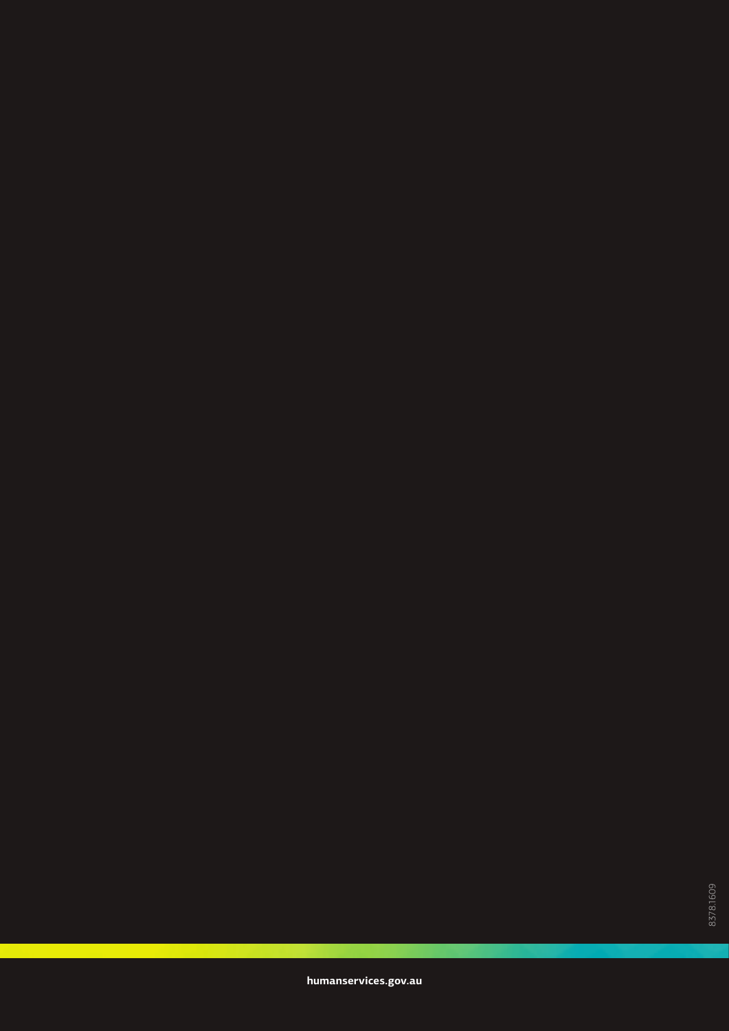8378.1609

humanservices.gov.au